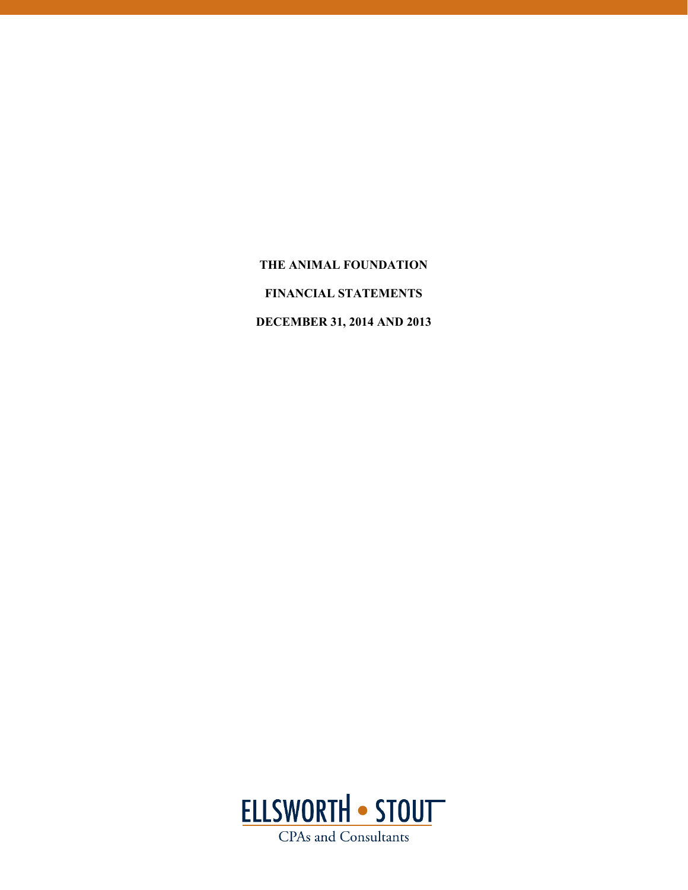# THE ANIMAL FOUNDATION

## FINANCIAL STATEMENTS

## DECEMBER 31, 2014 AND 2013

ELLSWORTH • STOUT

CPAs and Consultants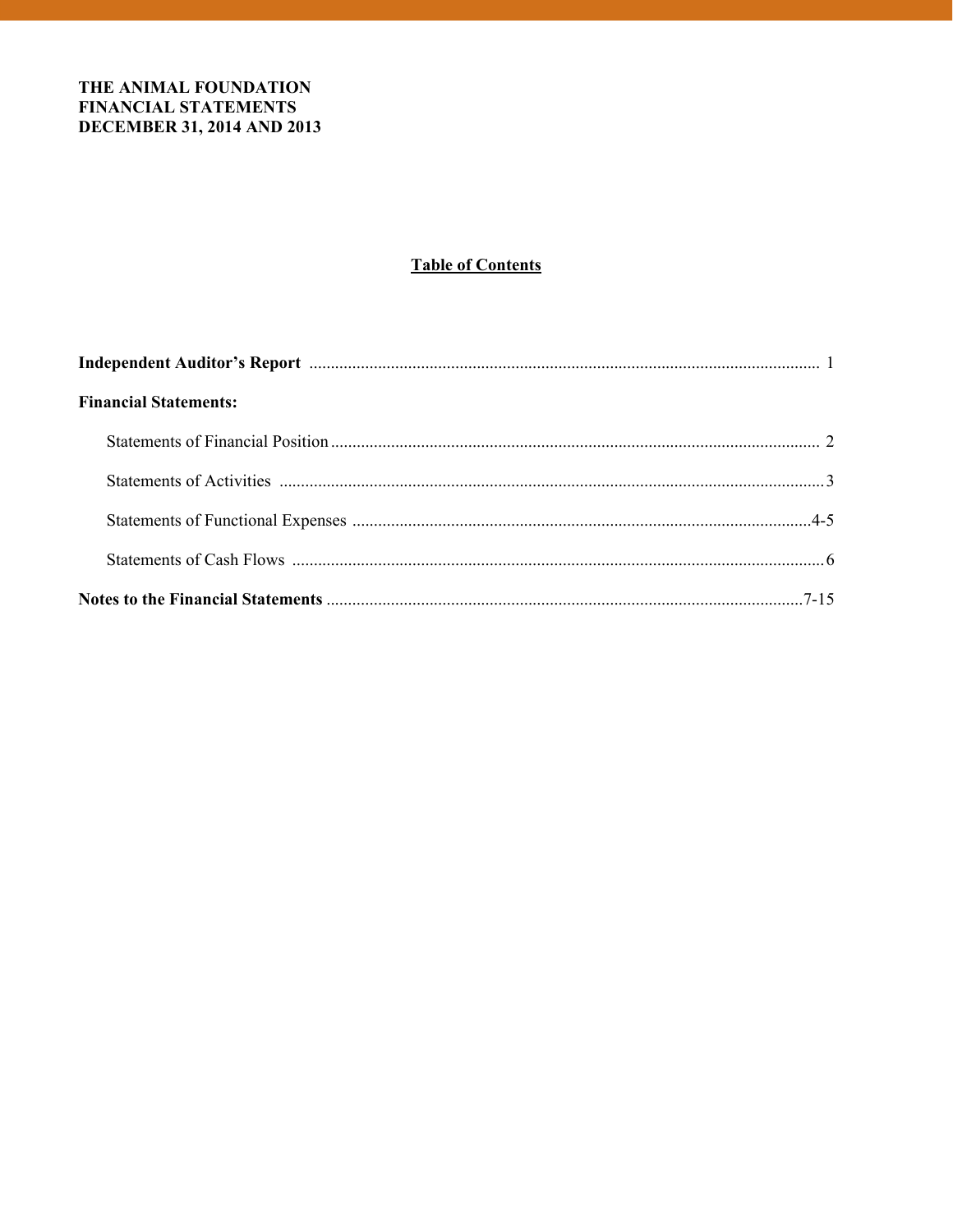**THE ANIMAL FOUNDATION**
**FINANCIAL STATEMENTS**
**DECEMBER 31, 2014 AND 2013**

## Table of Contents

| | |
|---|---|
| **Independent Auditor's Report** | 1 |
| **Financial Statements:** | |
| Statements of Financial Position | 2 |
| Statements of Activities | 3 |
| Statements of Functional Expenses | 4-5 |
| Statements of Cash Flows | 6 |
| **Notes to the Financial Statements** | 7-15 |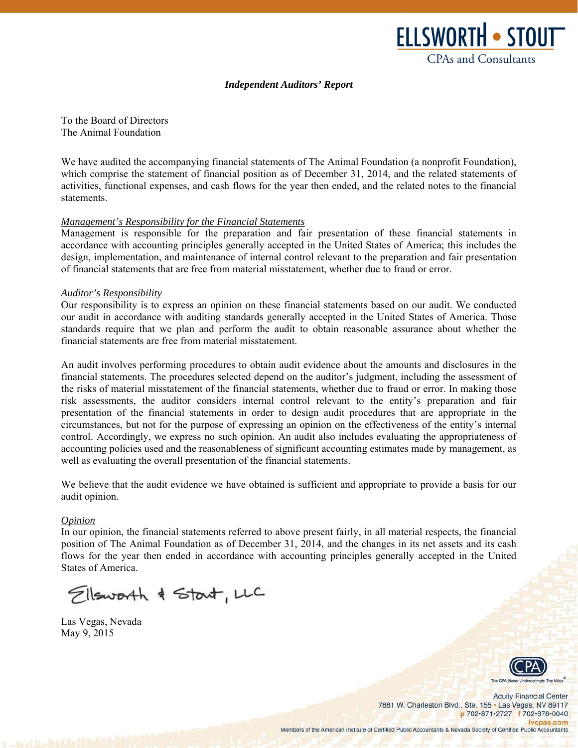ELLSWORTH • STOUT
CPAs and Consultants

***Independent Auditors' Report***

To the Board of Directors
The Animal Foundation

We have audited the accompanying financial statements of The Animal Foundation (a nonprofit Foundation), which comprise the statement of financial position as of December 31, 2014, and the related statements of activities, functional expenses, and cash flows for the year then ended, and the related notes to the financial statements.

*Management's Responsibility for the Financial Statements*

Management is responsible for the preparation and fair presentation of these financial statements in accordance with accounting principles generally accepted in the United States of America; this includes the design, implementation, and maintenance of internal control relevant to the preparation and fair presentation of financial statements that are free from material misstatement, whether due to fraud or error.

*Auditor's Responsibility*

Our responsibility is to express an opinion on these financial statements based on our audit. We conducted our audit in accordance with auditing standards generally accepted in the United States of America. Those standards require that we plan and perform the audit to obtain reasonable assurance about whether the financial statements are free from material misstatement.

An audit involves performing procedures to obtain audit evidence about the amounts and disclosures in the financial statements. The procedures selected depend on the auditor's judgment, including the assessment of the risks of material misstatement of the financial statements, whether due to fraud or error. In making those risk assessments, the auditor considers internal control relevant to the entity's preparation and fair presentation of the financial statements in order to design audit procedures that are appropriate in the circumstances, but not for the purpose of expressing an opinion on the effectiveness of the entity's internal control. Accordingly, we express no such opinion. An audit also includes evaluating the appropriateness of accounting policies used and the reasonableness of significant accounting estimates made by management, as well as evaluating the overall presentation of the financial statements.

We believe that the audit evidence we have obtained is sufficient and appropriate to provide a basis for our audit opinion.

*Opinion*

In our opinion, the financial statements referred to above present fairly, in all material respects, the financial position of The Animal Foundation as of December 31, 2014, and the changes in its net assets and its cash flows for the year then ended in accordance with accounting principles generally accepted in the United States of America.

Ellsworth & Stout, LLC

Las Vegas, Nevada
May 9, 2015

Acuity Financial Center
7881 W. Charleston Blvd., Ste. 155 • Las Vegas, NV 89117
p 702-871-2727 f 702-876-0040
lvcpas.com
Members of the American Institute of Certified Public Accountants & Nevada Society of Certified Public Accountants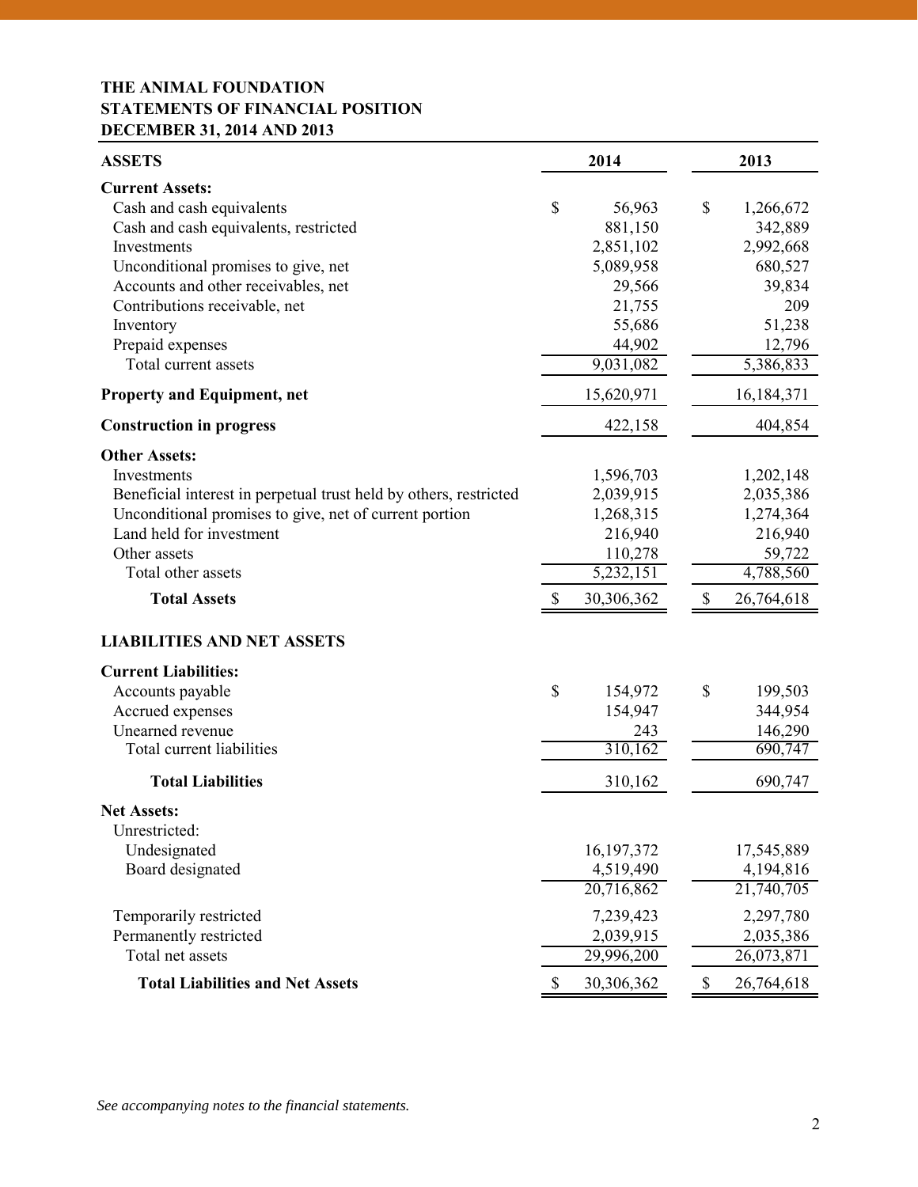**THE ANIMAL FOUNDATION**
**STATEMENTS OF FINANCIAL POSITION**
**DECEMBER 31, 2014 AND 2013**

| **ASSETS** | **2014** | **2013** |
|---|---|---|
| **Current Assets:** | | |
| Cash and cash equivalents | $ 56,963 | $ 1,266,672 |
| Cash and cash equivalents, restricted | 881,150 | 342,889 |
| Investments | 2,851,102 | 2,992,668 |
| Unconditional promises to give, net | 5,089,958 | 680,527 |
| Accounts and other receivables, net | 29,566 | 39,834 |
| Contributions receivable, net | 21,755 | 209 |
| Inventory | 55,686 | 51,238 |
| Prepaid expenses | 44,902 | 12,796 |
| Total current assets | 9,031,082 | 5,386,833 |
| **Property and Equipment, net** | 15,620,971 | 16,184,371 |
| **Construction in progress** | 422,158 | 404,854 |
| **Other Assets:** | | |
| Investments | 1,596,703 | 1,202,148 |
| Beneficial interest in perpetual trust held by others, restricted | 2,039,915 | 2,035,386 |
| Unconditional promises to give, net of current portion | 1,268,315 | 1,274,364 |
| Land held for investment | 216,940 | 216,940 |
| Other assets | 110,278 | 59,722 |
| Total other assets | 5,232,151 | 4,788,560 |
| **Total Assets** | $ 30,306,362 | $ 26,764,618 |
| | | |
| **LIABILITIES AND NET ASSETS** | | |
| **Current Liabilities:** | | |
| Accounts payable | $ 154,972 | $ 199,503 |
| Accrued expenses | 154,947 | 344,954 |
| Unearned revenue | 243 | 146,290 |
| Total current liabilities | 310,162 | 690,747 |
| **Total Liabilities** | 310,162 | 690,747 |
| **Net Assets:** | | |
| Unrestricted: | | |
| Undesignated | 16,197,372 | 17,545,889 |
| Board designated | 4,519,490 | 4,194,816 |
| | 20,716,862 | 21,740,705 |
| Temporarily restricted | 7,239,423 | 2,297,780 |
| Permanently restricted | 2,039,915 | 2,035,386 |
| Total net assets | 29,996,200 | 26,073,871 |
| **Total Liabilities and Net Assets** | $ 30,306,362 | $ 26,764,618 |

*See accompanying notes to the financial statements.*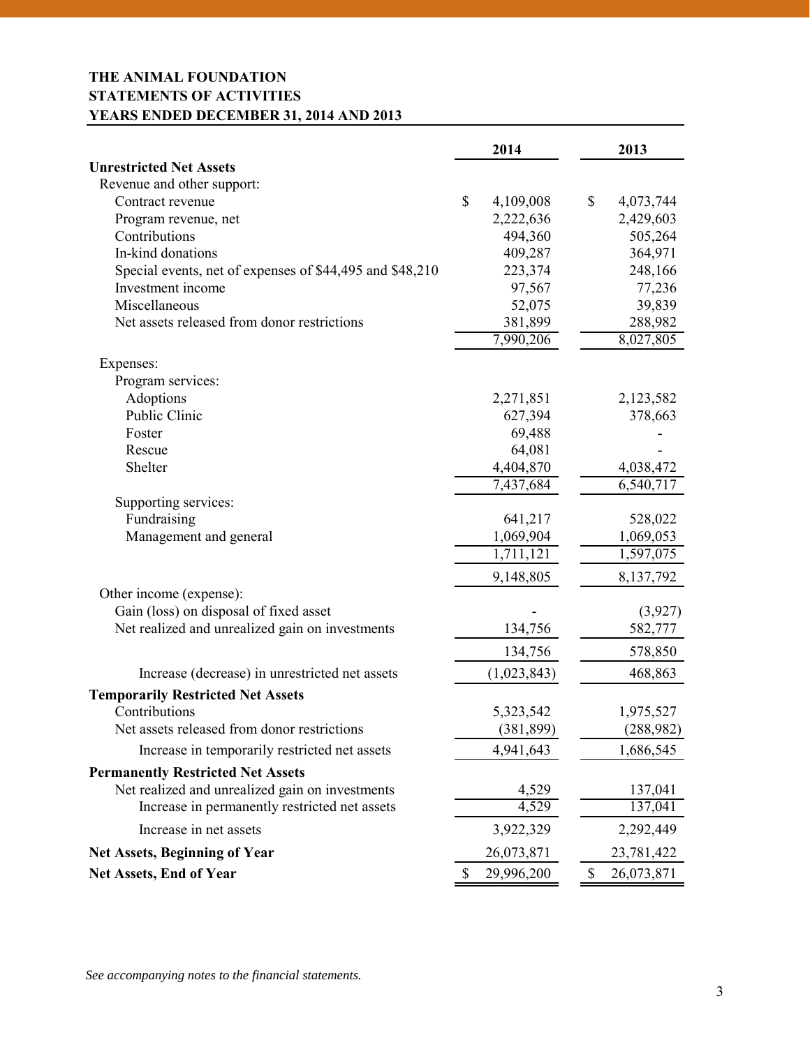**THE ANIMAL FOUNDATION**
**STATEMENTS OF ACTIVITIES**
**YEARS ENDED DECEMBER 31, 2014 AND 2013**

| | 2014 | 2013 |
|---|---|---|
| **Unrestricted Net Assets** | | |
| Revenue and other support: | | |
| Contract revenue | $ 4,109,008 | $ 4,073,744 |
| Program revenue, net | 2,222,636 | 2,429,603 |
| Contributions | 494,360 | 505,264 |
| In-kind donations | 409,287 | 364,971 |
| Special events, net of expenses of $44,495 and $48,210 | 223,374 | 248,166 |
| Investment income | 97,567 | 77,236 |
| Miscellaneous | 52,075 | 39,839 |
| Net assets released from donor restrictions | 381,899 | 288,982 |
| | 7,990,206 | 8,027,805 |
| Expenses: | | |
| Program services: | | |
| Adoptions | 2,271,851 | 2,123,582 |
| Public Clinic | 627,394 | 378,663 |
| Foster | 69,488 | - |
| Rescue | 64,081 | - |
| Shelter | 4,404,870 | 4,038,472 |
| | 7,437,684 | 6,540,717 |
| Supporting services: | | |
| Fundraising | 641,217 | 528,022 |
| Management and general | 1,069,904 | 1,069,053 |
| | 1,711,121 | 1,597,075 |
| | 9,148,805 | 8,137,792 |
| Other income (expense): | | |
| Gain (loss) on disposal of fixed asset | - | (3,927) |
| Net realized and unrealized gain on investments | 134,756 | 582,777 |
| | 134,756 | 578,850 |
| Increase (decrease) in unrestricted net assets | (1,023,843) | 468,863 |
| **Temporarily Restricted Net Assets** | | |
| Contributions | 5,323,542 | 1,975,527 |
| Net assets released from donor restrictions | (381,899) | (288,982) |
| Increase in temporarily restricted net assets | 4,941,643 | 1,686,545 |
| **Permanently Restricted Net Assets** | | |
| Net realized and unrealized gain on investments | 4,529 | 137,041 |
| Increase in permanently restricted net assets | 4,529 | 137,041 |
| Increase in net assets | 3,922,329 | 2,292,449 |
| **Net Assets, Beginning of Year** | 26,073,871 | 23,781,422 |
| **Net Assets, End of Year** | $ 29,996,200 | $ 26,073,871 |

*See accompanying notes to the financial statements.*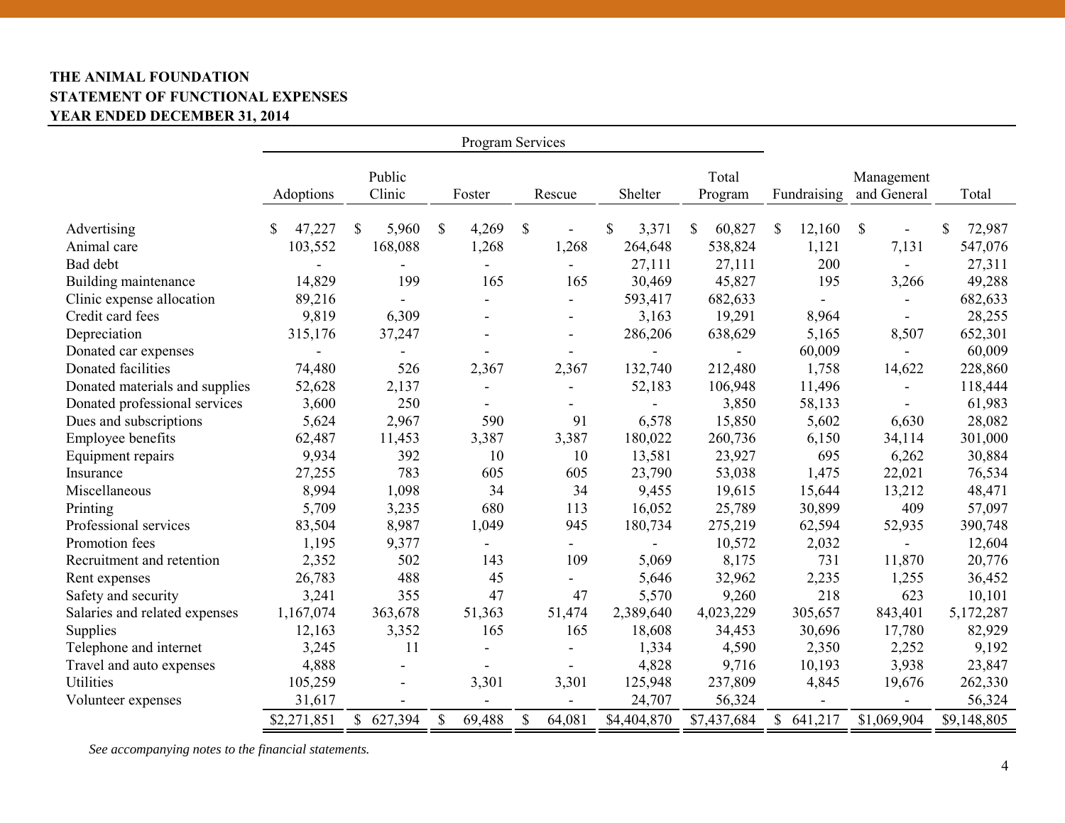**THE ANIMAL FOUNDATION**
**STATEMENT OF FUNCTIONAL EXPENSES**
**YEAR ENDED DECEMBER 31, 2014**

| | Program Services | | | | | | | | |
|---|---|---|---|---|---|---|---|---|---|
| | Adoptions | Public Clinic | Foster | Rescue | Shelter | Total Program | Fundraising | Management and General | Total |
| Advertising | $ 47,227 | $ 5,960 | $ 4,269 | $ - | $ 3,371 | $ 60,827 | $ 12,160 | $ - | $ 72,987 |
| Animal care | 103,552 | 168,088 | 1,268 | 1,268 | 264,648 | 538,824 | 1,121 | 7,131 | 547,076 |
| Bad debt | - | - | - | - | 27,111 | 27,111 | 200 | - | 27,311 |
| Building maintenance | 14,829 | 199 | 165 | 165 | 30,469 | 45,827 | 195 | 3,266 | 49,288 |
| Clinic expense allocation | 89,216 | - | - | - | 593,417 | 682,633 | - | - | 682,633 |
| Credit card fees | 9,819 | 6,309 | - | - | 3,163 | 19,291 | 8,964 | - | 28,255 |
| Depreciation | 315,176 | 37,247 | - | - | 286,206 | 638,629 | 5,165 | 8,507 | 652,301 |
| Donated car expenses | - | - | - | - | - | - | 60,009 | - | 60,009 |
| Donated facilities | 74,480 | 526 | 2,367 | 2,367 | 132,740 | 212,480 | 1,758 | 14,622 | 228,860 |
| Donated materials and supplies | 52,628 | 2,137 | - | - | 52,183 | 106,948 | 11,496 | - | 118,444 |
| Donated professional services | 3,600 | 250 | - | - | - | 3,850 | 58,133 | - | 61,983 |
| Dues and subscriptions | 5,624 | 2,967 | 590 | 91 | 6,578 | 15,850 | 5,602 | 6,630 | 28,082 |
| Employee benefits | 62,487 | 11,453 | 3,387 | 3,387 | 180,022 | 260,736 | 6,150 | 34,114 | 301,000 |
| Equipment repairs | 9,934 | 392 | 10 | 10 | 13,581 | 23,927 | 695 | 6,262 | 30,884 |
| Insurance | 27,255 | 783 | 605 | 605 | 23,790 | 53,038 | 1,475 | 22,021 | 76,534 |
| Miscellaneous | 8,994 | 1,098 | 34 | 34 | 9,455 | 19,615 | 15,644 | 13,212 | 48,471 |
| Printing | 5,709 | 3,235 | 680 | 113 | 16,052 | 25,789 | 30,899 | 409 | 57,097 |
| Professional services | 83,504 | 8,987 | 1,049 | 945 | 180,734 | 275,219 | 62,594 | 52,935 | 390,748 |
| Promotion fees | 1,195 | 9,377 | - | - | - | 10,572 | 2,032 | - | 12,604 |
| Recruitment and retention | 2,352 | 502 | 143 | 109 | 5,069 | 8,175 | 731 | 11,870 | 20,776 |
| Rent expenses | 26,783 | 488 | 45 | - | 5,646 | 32,962 | 2,235 | 1,255 | 36,452 |
| Safety and security | 3,241 | 355 | 47 | 47 | 5,570 | 9,260 | 218 | 623 | 10,101 |
| Salaries and related expenses | 1,167,074 | 363,678 | 51,363 | 51,474 | 2,389,640 | 4,023,229 | 305,657 | 843,401 | 5,172,287 |
| Supplies | 12,163 | 3,352 | 165 | 165 | 18,608 | 34,453 | 30,696 | 17,780 | 82,929 |
| Telephone and internet | 3,245 | 11 | - | - | 1,334 | 4,590 | 2,350 | 2,252 | 9,192 |
| Travel and auto expenses | 4,888 | - | - | - | 4,828 | 9,716 | 10,193 | 3,938 | 23,847 |
| Utilities | 105,259 | - | 3,301 | 3,301 | 125,948 | 237,809 | 4,845 | 19,676 | 262,330 |
| Volunteer expenses | 31,617 | - | - | - | 24,707 | 56,324 | - | - | 56,324 |
| | $2,271,851 | $ 627,394 | $ 69,488 | $ 64,081 | $4,404,870 | $7,437,684 | $ 641,217 | $1,069,904 | $9,148,805 |

*See accompanying notes to the financial statements.*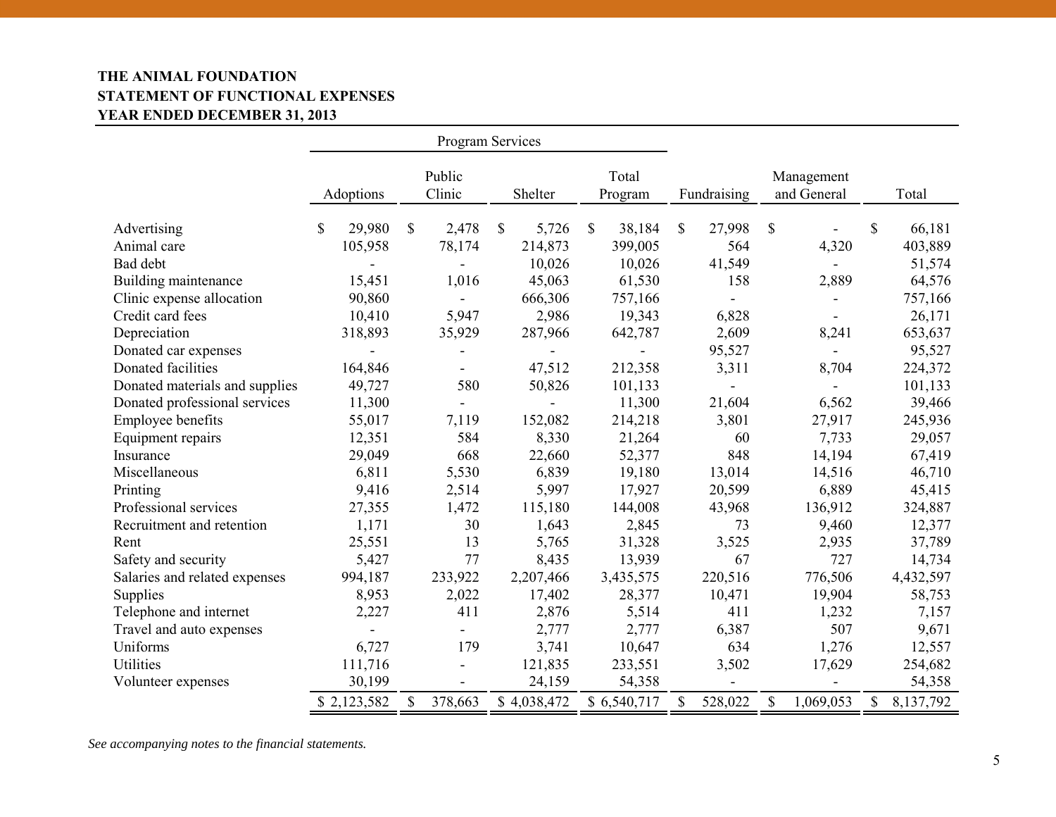**THE ANIMAL FOUNDATION**
**STATEMENT OF FUNCTIONAL EXPENSES**
**YEAR ENDED DECEMBER 31, 2013**

| | Program Services | | | | | | |
|---|---|---|---|---|---|---|---|
| | Adoptions | Public Clinic | Shelter | Total Program | Fundraising | Management and General | Total |
| Advertising | $ 29,980 | $ 2,478 | $ 5,726 | $ 38,184 | $ 27,998 | $ - | $ 66,181 |
| Animal care | 105,958 | 78,174 | 214,873 | 399,005 | 564 | 4,320 | 403,889 |
| Bad debt | - | - | 10,026 | 10,026 | 41,549 | - | 51,574 |
| Building maintenance | 15,451 | 1,016 | 45,063 | 61,530 | 158 | 2,889 | 64,576 |
| Clinic expense allocation | 90,860 | - | 666,306 | 757,166 | - | - | 757,166 |
| Credit card fees | 10,410 | 5,947 | 2,986 | 19,343 | 6,828 | - | 26,171 |
| Depreciation | 318,893 | 35,929 | 287,966 | 642,787 | 2,609 | 8,241 | 653,637 |
| Donated car expenses | - | - | - | - | 95,527 | - | 95,527 |
| Donated facilities | 164,846 | - | 47,512 | 212,358 | 3,311 | 8,704 | 224,372 |
| Donated materials and supplies | 49,727 | 580 | 50,826 | 101,133 | - | - | 101,133 |
| Donated professional services | 11,300 | - | - | 11,300 | 21,604 | 6,562 | 39,466 |
| Employee benefits | 55,017 | 7,119 | 152,082 | 214,218 | 3,801 | 27,917 | 245,936 |
| Equipment repairs | 12,351 | 584 | 8,330 | 21,264 | 60 | 7,733 | 29,057 |
| Insurance | 29,049 | 668 | 22,660 | 52,377 | 848 | 14,194 | 67,419 |
| Miscellaneous | 6,811 | 5,530 | 6,839 | 19,180 | 13,014 | 14,516 | 46,710 |
| Printing | 9,416 | 2,514 | 5,997 | 17,927 | 20,599 | 6,889 | 45,415 |
| Professional services | 27,355 | 1,472 | 115,180 | 144,008 | 43,968 | 136,912 | 324,887 |
| Recruitment and retention | 1,171 | 30 | 1,643 | 2,845 | 73 | 9,460 | 12,377 |
| Rent | 25,551 | 13 | 5,765 | 31,328 | 3,525 | 2,935 | 37,789 |
| Safety and security | 5,427 | 77 | 8,435 | 13,939 | 67 | 727 | 14,734 |
| Salaries and related expenses | 994,187 | 233,922 | 2,207,466 | 3,435,575 | 220,516 | 776,506 | 4,432,597 |
| Supplies | 8,953 | 2,022 | 17,402 | 28,377 | 10,471 | 19,904 | 58,753 |
| Telephone and internet | 2,227 | 411 | 2,876 | 5,514 | 411 | 1,232 | 7,157 |
| Travel and auto expenses | - | - | 2,777 | 2,777 | 6,387 | 507 | 9,671 |
| Uniforms | 6,727 | 179 | 3,741 | 10,647 | 634 | 1,276 | 12,557 |
| Utilities | 111,716 | - | 121,835 | 233,551 | 3,502 | 17,629 | 254,682 |
| Volunteer expenses | 30,199 | - | 24,159 | 54,358 | - | - | 54,358 |
| | $ 2,123,582 | $ 378,663 | $ 4,038,472 | $ 6,540,717 | $ 528,022 | $ 1,069,053 | $ 8,137,792 |

*See accompanying notes to the financial statements.*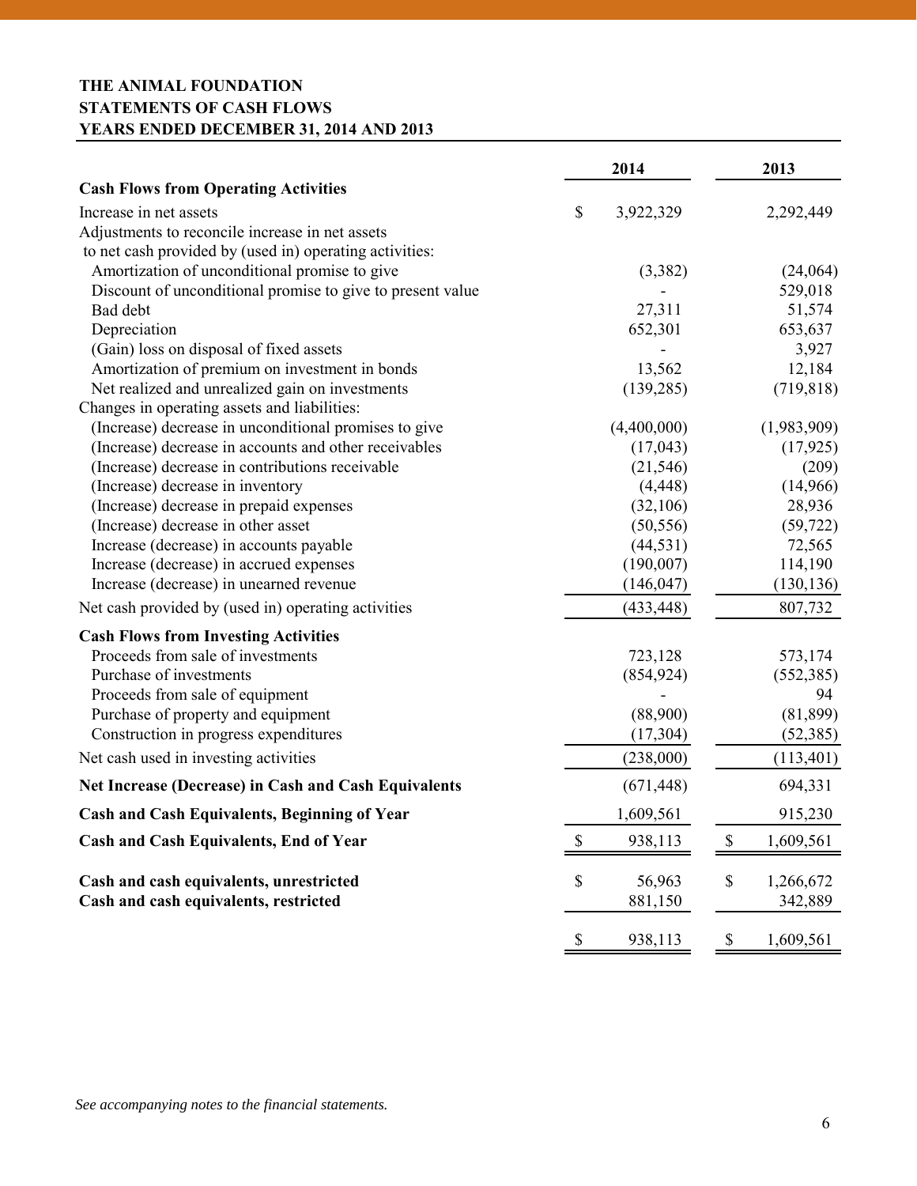**THE ANIMAL FOUNDATION**
**STATEMENTS OF CASH FLOWS**
**YEARS ENDED DECEMBER 31, 2014 AND 2013**

| | 2014 | 2013 |
|---|---|---|
| **Cash Flows from Operating Activities** | | |
| Increase in net assets | $ 3,922,329 | 2,292,449 |
| Adjustments to reconcile increase in net assets to net cash provided by (used in) operating activities: | | |
| Amortization of unconditional promise to give | (3,382) | (24,064) |
| Discount of unconditional promise to give to present value | - | 529,018 |
| Bad debt | 27,311 | 51,574 |
| Depreciation | 652,301 | 653,637 |
| (Gain) loss on disposal of fixed assets | - | 3,927 |
| Amortization of premium on investment in bonds | 13,562 | 12,184 |
| Net realized and unrealized gain on investments | (139,285) | (719,818) |
| Changes in operating assets and liabilities: | | |
| (Increase) decrease in unconditional promises to give | (4,400,000) | (1,983,909) |
| (Increase) decrease in accounts and other receivables | (17,043) | (17,925) |
| (Increase) decrease in contributions receivable | (21,546) | (209) |
| (Increase) decrease in inventory | (4,448) | (14,966) |
| (Increase) decrease in prepaid expenses | (32,106) | 28,936 |
| (Increase) decrease in other asset | (50,556) | (59,722) |
| Increase (decrease) in accounts payable | (44,531) | 72,565 |
| Increase (decrease) in accrued expenses | (190,007) | 114,190 |
| Increase (decrease) in unearned revenue | (146,047) | (130,136) |
| Net cash provided by (used in) operating activities | (433,448) | 807,732 |
| **Cash Flows from Investing Activities** | | |
| Proceeds from sale of investments | 723,128 | 573,174 |
| Purchase of investments | (854,924) | (552,385) |
| Proceeds from sale of equipment | - | 94 |
| Purchase of property and equipment | (88,900) | (81,899) |
| Construction in progress expenditures | (17,304) | (52,385) |
| Net cash used in investing activities | (238,000) | (113,401) |
| **Net Increase (Decrease) in Cash and Cash Equivalents** | (671,448) | 694,331 |
| **Cash and Cash Equivalents, Beginning of Year** | 1,609,561 | 915,230 |
| **Cash and Cash Equivalents, End of Year** | $ 938,113 | $ 1,609,561 |
| **Cash and cash equivalents, unrestricted** | $ 56,963 | $ 1,266,672 |
| **Cash and cash equivalents, restricted** | 881,150 | 342,889 |
| | $ 938,113 | $ 1,609,561 |

*See accompanying notes to the financial statements.*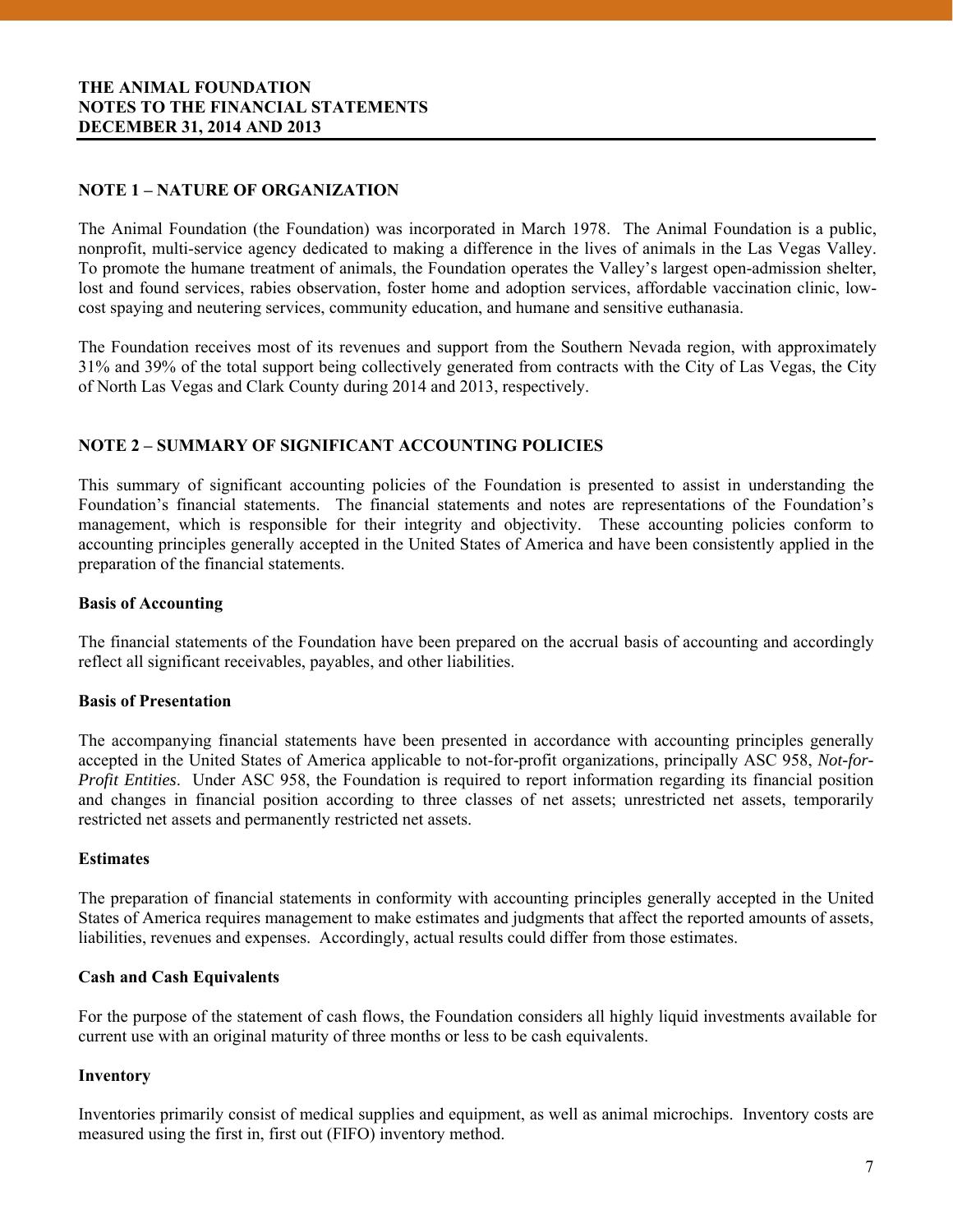# THE ANIMAL FOUNDATION
# NOTES TO THE FINANCIAL STATEMENTS
# DECEMBER 31, 2014 AND 2013

## NOTE 1 – NATURE OF ORGANIZATION

The Animal Foundation (the Foundation) was incorporated in March 1978. The Animal Foundation is a public, nonprofit, multi-service agency dedicated to making a difference in the lives of animals in the Las Vegas Valley. To promote the humane treatment of animals, the Foundation operates the Valley's largest open-admission shelter, lost and found services, rabies observation, foster home and adoption services, affordable vaccination clinic, low-cost spaying and neutering services, community education, and humane and sensitive euthanasia.

The Foundation receives most of its revenues and support from the Southern Nevada region, with approximately 31% and 39% of the total support being collectively generated from contracts with the City of Las Vegas, the City of North Las Vegas and Clark County during 2014 and 2013, respectively.

## NOTE 2 – SUMMARY OF SIGNIFICANT ACCOUNTING POLICIES

This summary of significant accounting policies of the Foundation is presented to assist in understanding the Foundation's financial statements. The financial statements and notes are representations of the Foundation's management, which is responsible for their integrity and objectivity. These accounting policies conform to accounting principles generally accepted in the United States of America and have been consistently applied in the preparation of the financial statements.

### Basis of Accounting

The financial statements of the Foundation have been prepared on the accrual basis of accounting and accordingly reflect all significant receivables, payables, and other liabilities.

### Basis of Presentation

The accompanying financial statements have been presented in accordance with accounting principles generally accepted in the United States of America applicable to not-for-profit organizations, principally ASC 958, *Not-for-Profit Entities*. Under ASC 958, the Foundation is required to report information regarding its financial position and changes in financial position according to three classes of net assets; unrestricted net assets, temporarily restricted net assets and permanently restricted net assets.

### Estimates

The preparation of financial statements in conformity with accounting principles generally accepted in the United States of America requires management to make estimates and judgments that affect the reported amounts of assets, liabilities, revenues and expenses. Accordingly, actual results could differ from those estimates.

### Cash and Cash Equivalents

For the purpose of the statement of cash flows, the Foundation considers all highly liquid investments available for current use with an original maturity of three months or less to be cash equivalents.

### Inventory

Inventories primarily consist of medical supplies and equipment, as well as animal microchips. Inventory costs are measured using the first in, first out (FIFO) inventory method.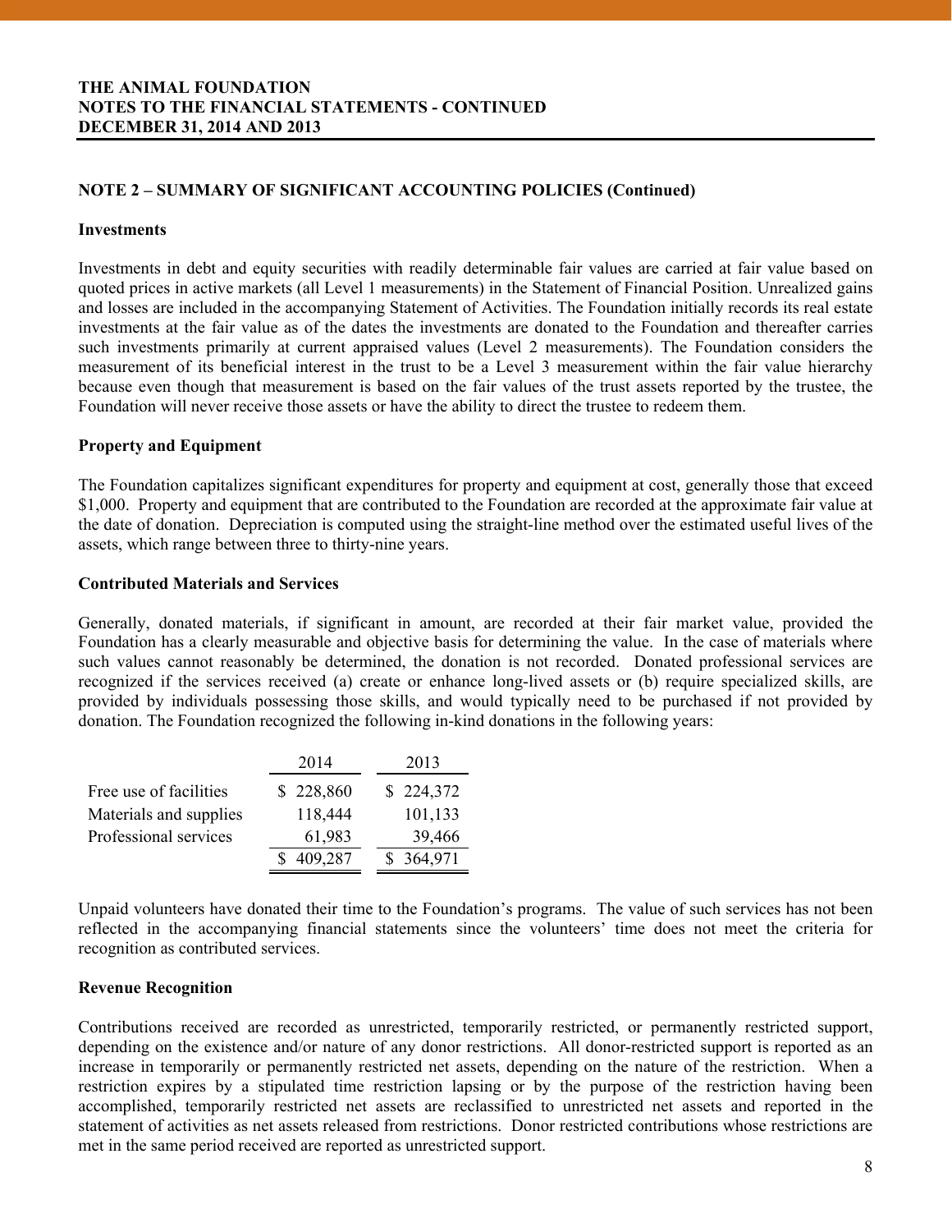**THE ANIMAL FOUNDATION**
**NOTES TO THE FINANCIAL STATEMENTS - CONTINUED**
**DECEMBER 31, 2014 AND 2013**

## NOTE 2 – SUMMARY OF SIGNIFICANT ACCOUNTING POLICIES (Continued)

### Investments

Investments in debt and equity securities with readily determinable fair values are carried at fair value based on quoted prices in active markets (all Level 1 measurements) in the Statement of Financial Position. Unrealized gains and losses are included in the accompanying Statement of Activities. The Foundation initially records its real estate investments at the fair value as of the dates the investments are donated to the Foundation and thereafter carries such investments primarily at current appraised values (Level 2 measurements). The Foundation considers the measurement of its beneficial interest in the trust to be a Level 3 measurement within the fair value hierarchy because even though that measurement is based on the fair values of the trust assets reported by the trustee, the Foundation will never receive those assets or have the ability to direct the trustee to redeem them.

### Property and Equipment

The Foundation capitalizes significant expenditures for property and equipment at cost, generally those that exceed $1,000. Property and equipment that are contributed to the Foundation are recorded at the approximate fair value at the date of donation. Depreciation is computed using the straight-line method over the estimated useful lives of the assets, which range between three to thirty-nine years.

### Contributed Materials and Services

Generally, donated materials, if significant in amount, are recorded at their fair market value, provided the Foundation has a clearly measurable and objective basis for determining the value. In the case of materials where such values cannot reasonably be determined, the donation is not recorded. Donated professional services are recognized if the services received (a) create or enhance long-lived assets or (b) require specialized skills, are provided by individuals possessing those skills, and would typically need to be purchased if not provided by donation. The Foundation recognized the following in-kind donations in the following years:

| | 2014 | 2013 |
|---|---|---|
| Free use of facilities | $ 228,860 | $ 224,372 |
| Materials and supplies | 118,444 | 101,133 |
| Professional services | 61,983 | 39,466 |
| | $ 409,287 | $ 364,971 |

Unpaid volunteers have donated their time to the Foundation's programs. The value of such services has not been reflected in the accompanying financial statements since the volunteers' time does not meet the criteria for recognition as contributed services.

### Revenue Recognition

Contributions received are recorded as unrestricted, temporarily restricted, or permanently restricted support, depending on the existence and/or nature of any donor restrictions. All donor-restricted support is reported as an increase in temporarily or permanently restricted net assets, depending on the nature of the restriction. When a restriction expires by a stipulated time restriction lapsing or by the purpose of the restriction having been accomplished, temporarily restricted net assets are reclassified to unrestricted net assets and reported in the statement of activities as net assets released from restrictions. Donor restricted contributions whose restrictions are met in the same period received are reported as unrestricted support.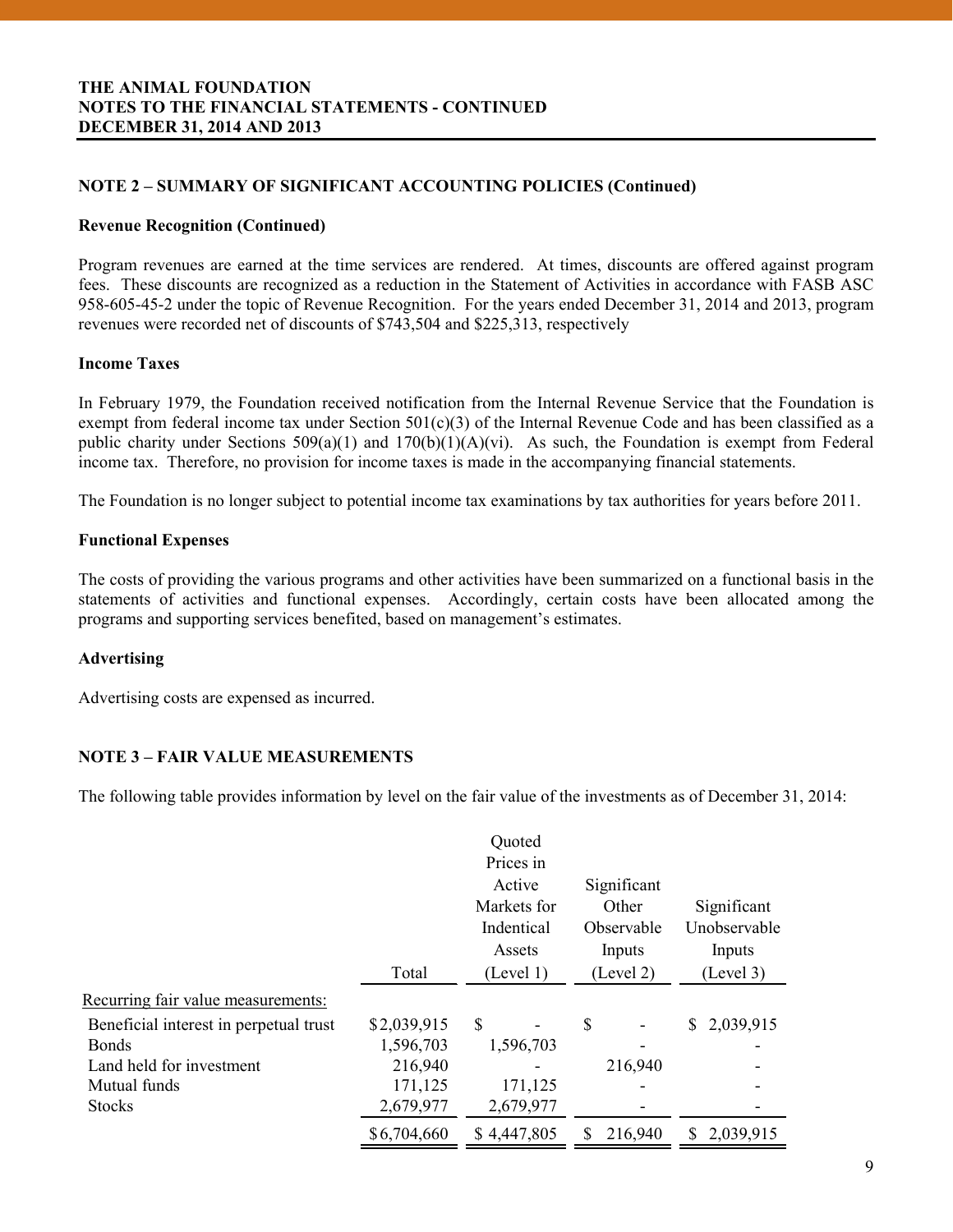**THE ANIMAL FOUNDATION**
**NOTES TO THE FINANCIAL STATEMENTS - CONTINUED**
**DECEMBER 31, 2014 AND 2013**

## NOTE 2 – SUMMARY OF SIGNIFICANT ACCOUNTING POLICIES (Continued)

### Revenue Recognition (Continued)

Program revenues are earned at the time services are rendered. At times, discounts are offered against program fees. These discounts are recognized as a reduction in the Statement of Activities in accordance with FASB ASC 958-605-45-2 under the topic of Revenue Recognition. For the years ended December 31, 2014 and 2013, program revenues were recorded net of discounts of $743,504 and $225,313, respectively

### Income Taxes

In February 1979, the Foundation received notification from the Internal Revenue Service that the Foundation is exempt from federal income tax under Section 501(c)(3) of the Internal Revenue Code and has been classified as a public charity under Sections 509(a)(1) and 170(b)(1)(A)(vi). As such, the Foundation is exempt from Federal income tax. Therefore, no provision for income taxes is made in the accompanying financial statements.

The Foundation is no longer subject to potential income tax examinations by tax authorities for years before 2011.

### Functional Expenses

The costs of providing the various programs and other activities have been summarized on a functional basis in the statements of activities and functional expenses. Accordingly, certain costs have been allocated among the programs and supporting services benefited, based on management's estimates.

### Advertising

Advertising costs are expensed as incurred.

## NOTE 3 – FAIR VALUE MEASUREMENTS

The following table provides information by level on the fair value of the investments as of December 31, 2014:

| | Total | Quoted Prices in Active Markets for Indentical Assets (Level 1) | Significant Other Observable Inputs (Level 2) | Significant Unobservable Inputs (Level 3) |
|---|---|---|---|---|
| Recurring fair value measurements: | | | | |
| Beneficial interest in perpetual trust | $2,039,915 | $ - | $ - | $ 2,039,915 |
| Bonds | 1,596,703 | 1,596,703 | - | - |
| Land held for investment | 216,940 | - | 216,940 | - |
| Mutual funds | 171,125 | 171,125 | - | - |
| Stocks | 2,679,977 | 2,679,977 | - | - |
| | $6,704,660 | $ 4,447,805 | $ 216,940 | $ 2,039,915 |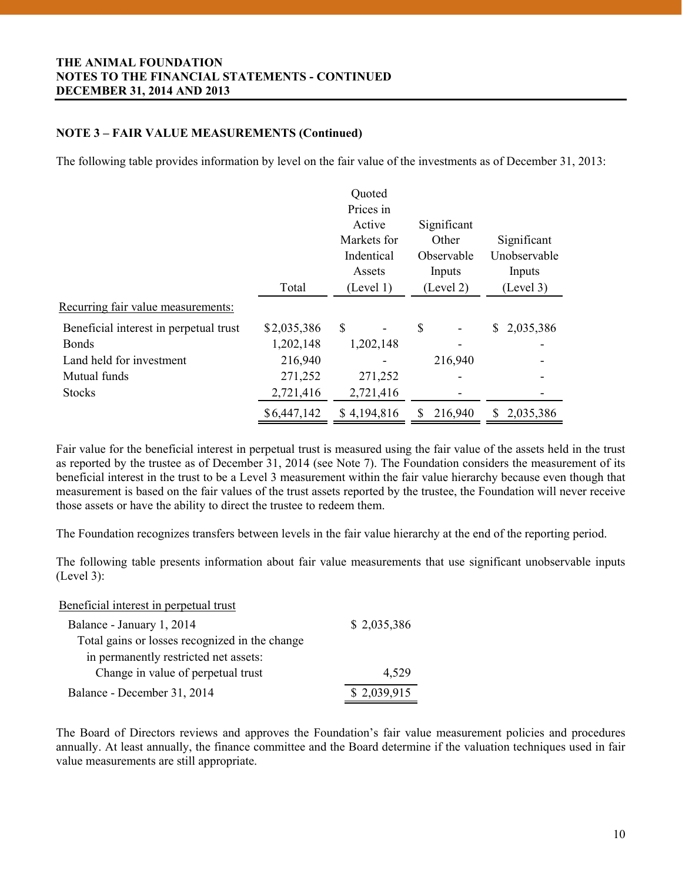THE ANIMAL FOUNDATION
NOTES TO THE FINANCIAL STATEMENTS - CONTINUED
DECEMBER 31, 2014 AND 2013

**NOTE 3 – FAIR VALUE MEASUREMENTS (Continued)**

The following table provides information by level on the fair value of the investments as of December 31, 2013:

| | Total | Quoted Prices in Active Markets for Indentical Assets (Level 1) | Significant Other Observable Inputs (Level 2) | Significant Unobservable Inputs (Level 3) |
|---|---|---|---|---|
| Recurring fair value measurements: | | | | |
| Beneficial interest in perpetual trust | $2,035,386 | $ - | $ - | $ 2,035,386 |
| Bonds | 1,202,148 | 1,202,148 | - | - |
| Land held for investment | 216,940 | - | 216,940 | - |
| Mutual funds | 271,252 | 271,252 | - | - |
| Stocks | 2,721,416 | 2,721,416 | - | - |
| | $6,447,142 | $ 4,194,816 | $ 216,940 | $ 2,035,386 |

Fair value for the beneficial interest in perpetual trust is measured using the fair value of the assets held in the trust as reported by the trustee as of December 31, 2014 (see Note 7). The Foundation considers the measurement of its beneficial interest in the trust to be a Level 3 measurement within the fair value hierarchy because even though that measurement is based on the fair values of the trust assets reported by the trustee, the Foundation will never receive those assets or have the ability to direct the trustee to redeem them.

The Foundation recognizes transfers between levels in the fair value hierarchy at the end of the reporting period.

The following table presents information about fair value measurements that use significant unobservable inputs (Level 3):

| Beneficial interest in perpetual trust | |
|---|---|
| Balance - January 1, 2014 | $ 2,035,386 |
| Total gains or losses recognized in the change in permanently restricted net assets: | |
| Change in value of perpetual trust | 4,529 |
| Balance - December 31, 2014 | $ 2,039,915 |

The Board of Directors reviews and approves the Foundation's fair value measurement policies and procedures annually. At least annually, the finance committee and the Board determine if the valuation techniques used in fair value measurements are still appropriate.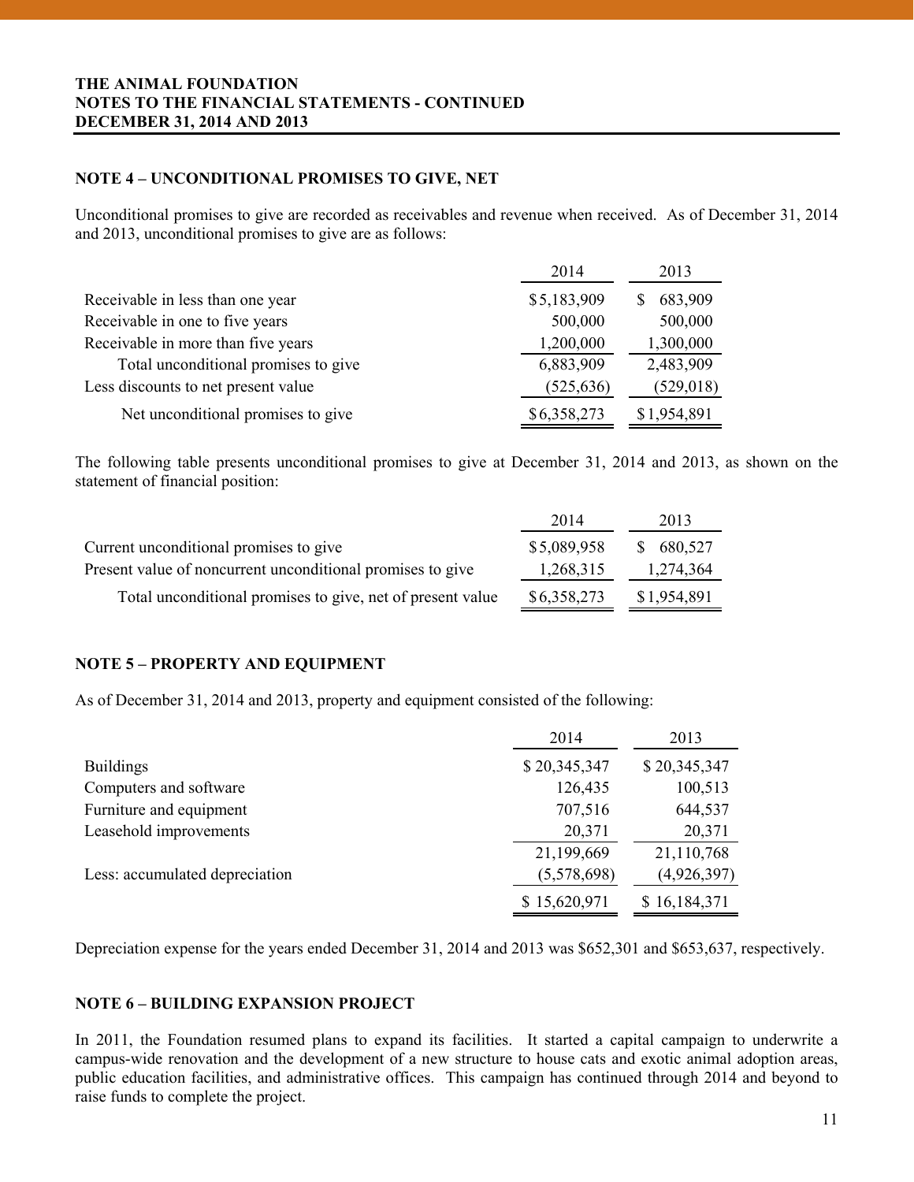**THE ANIMAL FOUNDATION**
**NOTES TO THE FINANCIAL STATEMENTS - CONTINUED**
**DECEMBER 31, 2014 AND 2013**

## NOTE 4 – UNCONDITIONAL PROMISES TO GIVE, NET

Unconditional promises to give are recorded as receivables and revenue when received. As of December 31, 2014 and 2013, unconditional promises to give are as follows:

| | 2014 | 2013 |
|---|---|---|
| Receivable in less than one year | $5,183,909 | $ 683,909 |
| Receivable in one to five years | 500,000 | 500,000 |
| Receivable in more than five years | 1,200,000 | 1,300,000 |
| Total unconditional promises to give | 6,883,909 | 2,483,909 |
| Less discounts to net present value | (525,636) | (529,018) |
| Net unconditional promises to give | $6,358,273 | $1,954,891 |

The following table presents unconditional promises to give at December 31, 2014 and 2013, as shown on the statement of financial position:

| | 2014 | 2013 |
|---|---|---|
| Current unconditional promises to give | $5,089,958 | $ 680,527 |
| Present value of noncurrent unconditional promises to give | 1,268,315 | 1,274,364 |
| Total unconditional promises to give, net of present value | $6,358,273 | $1,954,891 |

## NOTE 5 – PROPERTY AND EQUIPMENT

As of December 31, 2014 and 2013, property and equipment consisted of the following:

| | 2014 | 2013 |
|---|---|---|
| Buildings | $ 20,345,347 | $ 20,345,347 |
| Computers and software | 126,435 | 100,513 |
| Furniture and equipment | 707,516 | 644,537 |
| Leasehold improvements | 20,371 | 20,371 |
| | 21,199,669 | 21,110,768 |
| Less: accumulated depreciation | (5,578,698) | (4,926,397) |
| | $ 15,620,971 | $ 16,184,371 |

Depreciation expense for the years ended December 31, 2014 and 2013 was $652,301 and $653,637, respectively.

## NOTE 6 – BUILDING EXPANSION PROJECT

In 2011, the Foundation resumed plans to expand its facilities. It started a capital campaign to underwrite a campus-wide renovation and the development of a new structure to house cats and exotic animal adoption areas, public education facilities, and administrative offices. This campaign has continued through 2014 and beyond to raise funds to complete the project.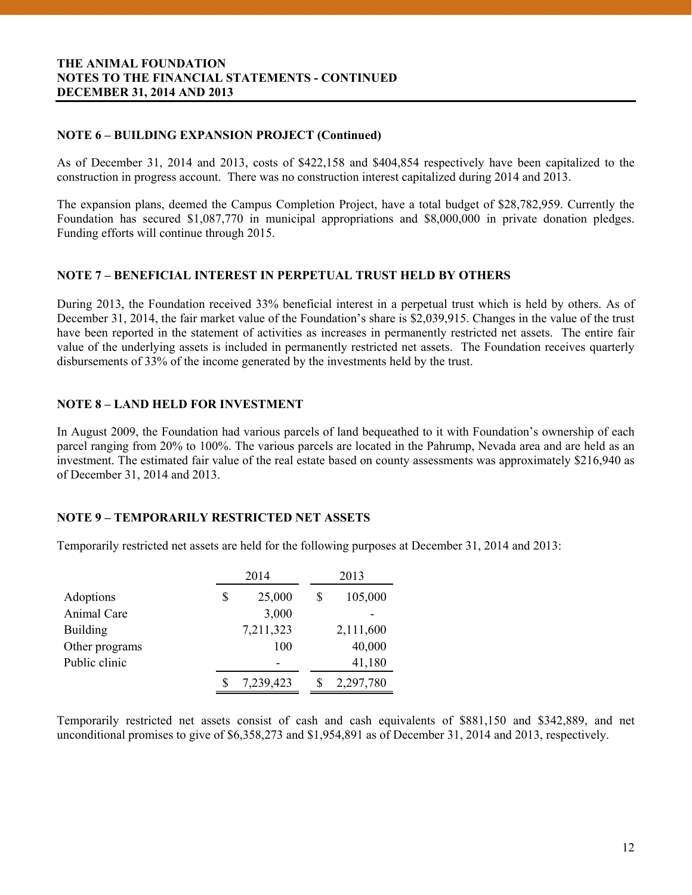## NOTE 6 – BUILDING EXPANSION PROJECT (Continued)

As of December 31, 2014 and 2013, costs of $422,158 and $404,854 respectively have been capitalized to the construction in progress account. There was no construction interest capitalized during 2014 and 2013.

The expansion plans, deemed the Campus Completion Project, have a total budget of $28,782,959. Currently the Foundation has secured $1,087,770 in municipal appropriations and $8,000,000 in private donation pledges. Funding efforts will continue through 2015.

## NOTE 7 – BENEFICIAL INTEREST IN PERPETUAL TRUST HELD BY OTHERS

During 2013, the Foundation received 33% beneficial interest in a perpetual trust which is held by others. As of December 31, 2014, the fair market value of the Foundation's share is $2,039,915. Changes in the value of the trust have been reported in the statement of activities as increases in permanently restricted net assets. The entire fair value of the underlying assets is included in permanently restricted net assets. The Foundation receives quarterly disbursements of 33% of the income generated by the investments held by the trust.

## NOTE 8 – LAND HELD FOR INVESTMENT

In August 2009, the Foundation had various parcels of land bequeathed to it with Foundation's ownership of each parcel ranging from 20% to 100%. The various parcels are located in the Pahrump, Nevada area and are held as an investment. The estimated fair value of the real estate based on county assessments was approximately $216,940 as of December 31, 2014 and 2013.

## NOTE 9 – TEMPORARILY RESTRICTED NET ASSETS

Temporarily restricted net assets are held for the following purposes at December 31, 2014 and 2013:

| | 2014 | 2013 |
|---|---|---|
| Adoptions | $ 25,000 | $ 105,000 |
| Animal Care | 3,000 | - |
| Building | 7,211,323 | 2,111,600 |
| Other programs | 100 | 40,000 |
| Public clinic | - | 41,180 |
| | $ 7,239,423 | $ 2,297,780 |

Temporarily restricted net assets consist of cash and cash equivalents of $881,150 and $342,889, and net unconditional promises to give of $6,358,273 and $1,954,891 as of December 31, 2014 and 2013, respectively.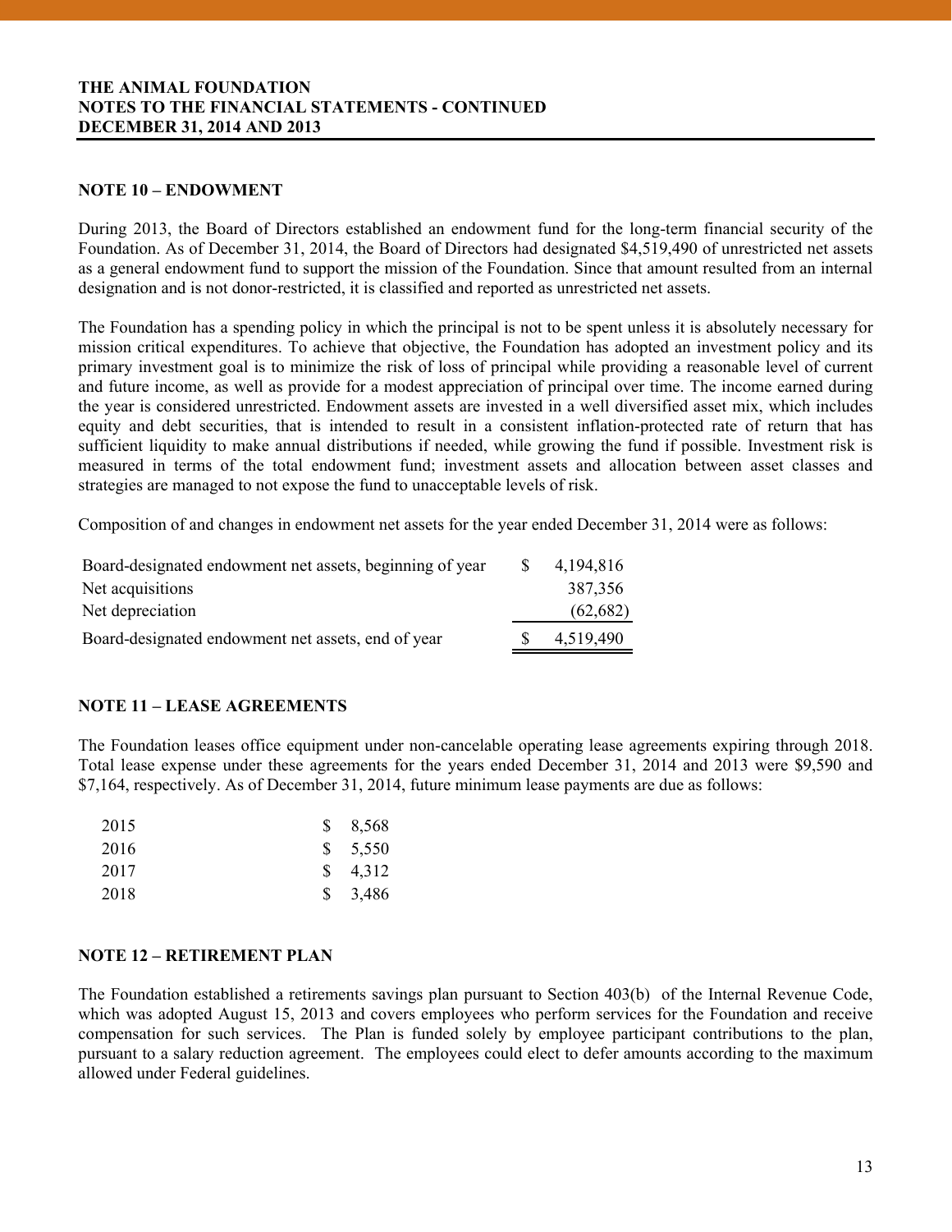**THE ANIMAL FOUNDATION**
**NOTES TO THE FINANCIAL STATEMENTS - CONTINUED**
**DECEMBER 31, 2014 AND 2013**

## NOTE 10 – ENDOWMENT

During 2013, the Board of Directors established an endowment fund for the long-term financial security of the Foundation. As of December 31, 2014, the Board of Directors had designated $4,519,490 of unrestricted net assets as a general endowment fund to support the mission of the Foundation. Since that amount resulted from an internal designation and is not donor-restricted, it is classified and reported as unrestricted net assets.

The Foundation has a spending policy in which the principal is not to be spent unless it is absolutely necessary for mission critical expenditures. To achieve that objective, the Foundation has adopted an investment policy and its primary investment goal is to minimize the risk of loss of principal while providing a reasonable level of current and future income, as well as provide for a modest appreciation of principal over time. The income earned during the year is considered unrestricted. Endowment assets are invested in a well diversified asset mix, which includes equity and debt securities, that is intended to result in a consistent inflation-protected rate of return that has sufficient liquidity to make annual distributions if needed, while growing the fund if possible. Investment risk is measured in terms of the total endowment fund; investment assets and allocation between asset classes and strategies are managed to not expose the fund to unacceptable levels of risk.

Composition of and changes in endowment net assets for the year ended December 31, 2014 were as follows:

| | |
|---|---|
| Board-designated endowment net assets, beginning of year | $ 4,194,816 |
| Net acquisitions | 387,356 |
| Net depreciation | (62,682) |
| Board-designated endowment net assets, end of year | $ 4,519,490 |

## NOTE 11 – LEASE AGREEMENTS

The Foundation leases office equipment under non-cancelable operating lease agreements expiring through 2018. Total lease expense under these agreements for the years ended December 31, 2014 and 2013 were $9,590 and $7,164, respectively. As of December 31, 2014, future minimum lease payments are due as follows:

| | |
|---|---|
| 2015 | $ 8,568 |
| 2016 | $ 5,550 |
| 2017 | $ 4,312 |
| 2018 | $ 3,486 |

## NOTE 12 – RETIREMENT PLAN

The Foundation established a retirements savings plan pursuant to Section 403(b) of the Internal Revenue Code, which was adopted August 15, 2013 and covers employees who perform services for the Foundation and receive compensation for such services. The Plan is funded solely by employee participant contributions to the plan, pursuant to a salary reduction agreement. The employees could elect to defer amounts according to the maximum allowed under Federal guidelines.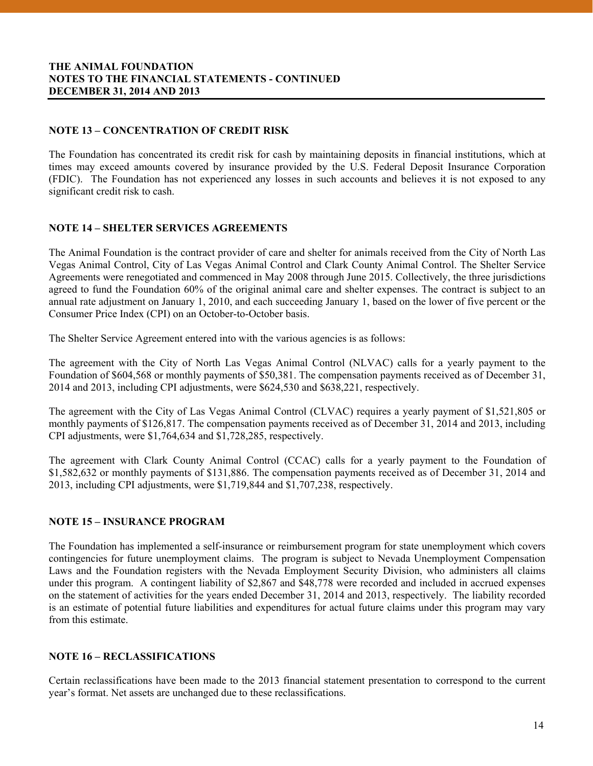**THE ANIMAL FOUNDATION**
**NOTES TO THE FINANCIAL STATEMENTS - CONTINUED**
**DECEMBER 31, 2014 AND 2013**

## NOTE 13 – CONCENTRATION OF CREDIT RISK

The Foundation has concentrated its credit risk for cash by maintaining deposits in financial institutions, which at times may exceed amounts covered by insurance provided by the U.S. Federal Deposit Insurance Corporation (FDIC). The Foundation has not experienced any losses in such accounts and believes it is not exposed to any significant credit risk to cash.

## NOTE 14 – SHELTER SERVICES AGREEMENTS

The Animal Foundation is the contract provider of care and shelter for animals received from the City of North Las Vegas Animal Control, City of Las Vegas Animal Control and Clark County Animal Control. The Shelter Service Agreements were renegotiated and commenced in May 2008 through June 2015. Collectively, the three jurisdictions agreed to fund the Foundation 60% of the original animal care and shelter expenses. The contract is subject to an annual rate adjustment on January 1, 2010, and each succeeding January 1, based on the lower of five percent or the Consumer Price Index (CPI) on an October-to-October basis.

The Shelter Service Agreement entered into with the various agencies is as follows:

The agreement with the City of North Las Vegas Animal Control (NLVAC) calls for a yearly payment to the Foundation of $604,568 or monthly payments of $50,381. The compensation payments received as of December 31, 2014 and 2013, including CPI adjustments, were $624,530 and $638,221, respectively.

The agreement with the City of Las Vegas Animal Control (CLVAC) requires a yearly payment of $1,521,805 or monthly payments of $126,817. The compensation payments received as of December 31, 2014 and 2013, including CPI adjustments, were $1,764,634 and $1,728,285, respectively.

The agreement with Clark County Animal Control (CCAC) calls for a yearly payment to the Foundation of $1,582,632 or monthly payments of $131,886. The compensation payments received as of December 31, 2014 and 2013, including CPI adjustments, were $1,719,844 and $1,707,238, respectively.

## NOTE 15 – INSURANCE PROGRAM

The Foundation has implemented a self-insurance or reimbursement program for state unemployment which covers contingencies for future unemployment claims. The program is subject to Nevada Unemployment Compensation Laws and the Foundation registers with the Nevada Employment Security Division, who administers all claims under this program. A contingent liability of $2,867 and $48,778 were recorded and included in accrued expenses on the statement of activities for the years ended December 31, 2014 and 2013, respectively. The liability recorded is an estimate of potential future liabilities and expenditures for actual future claims under this program may vary from this estimate.

## NOTE 16 – RECLASSIFICATIONS

Certain reclassifications have been made to the 2013 financial statement presentation to correspond to the current year's format. Net assets are unchanged due to these reclassifications.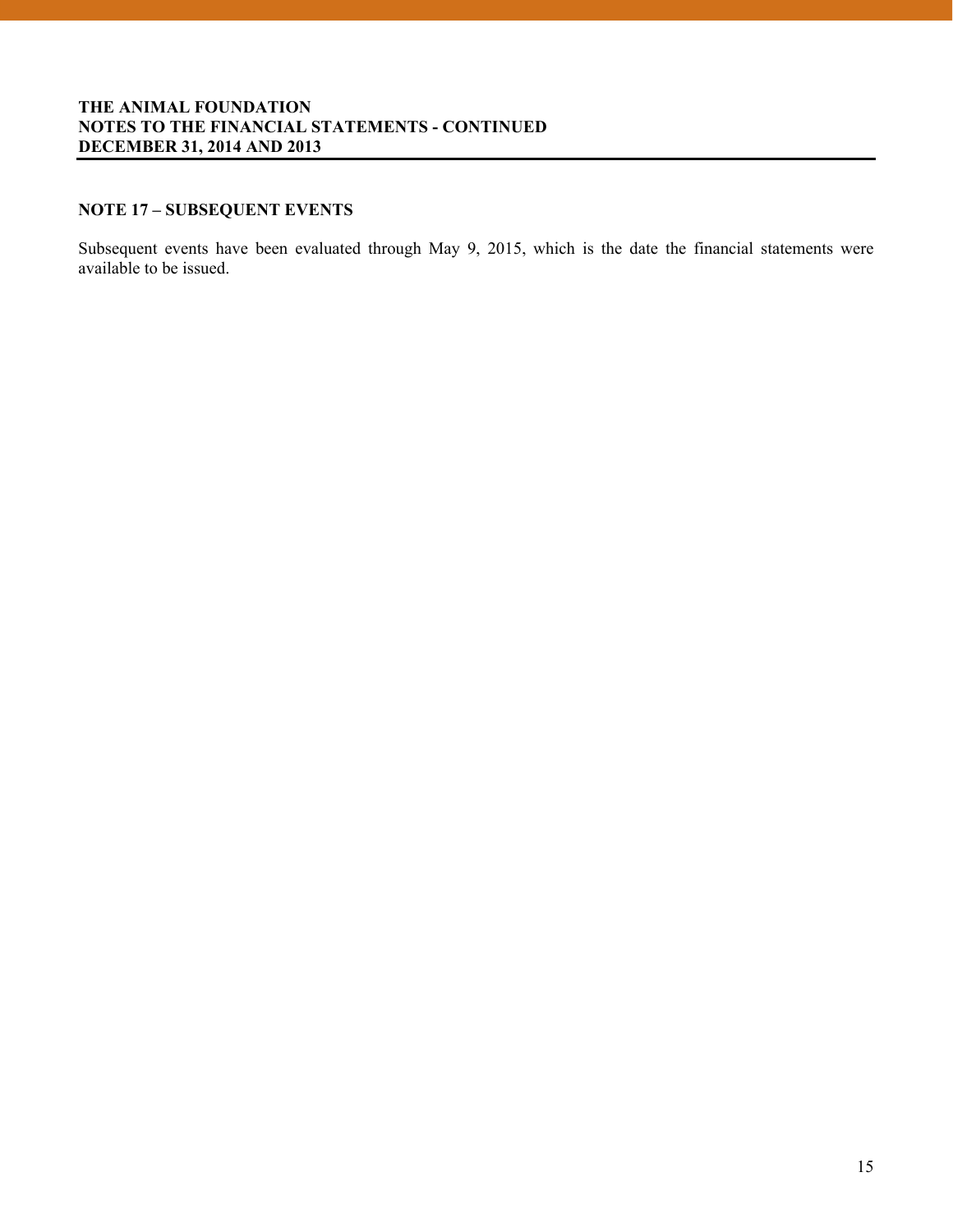## NOTE 17 – SUBSEQUENT EVENTS

Subsequent events have been evaluated through May 9, 2015, which is the date the financial statements were available to be issued.